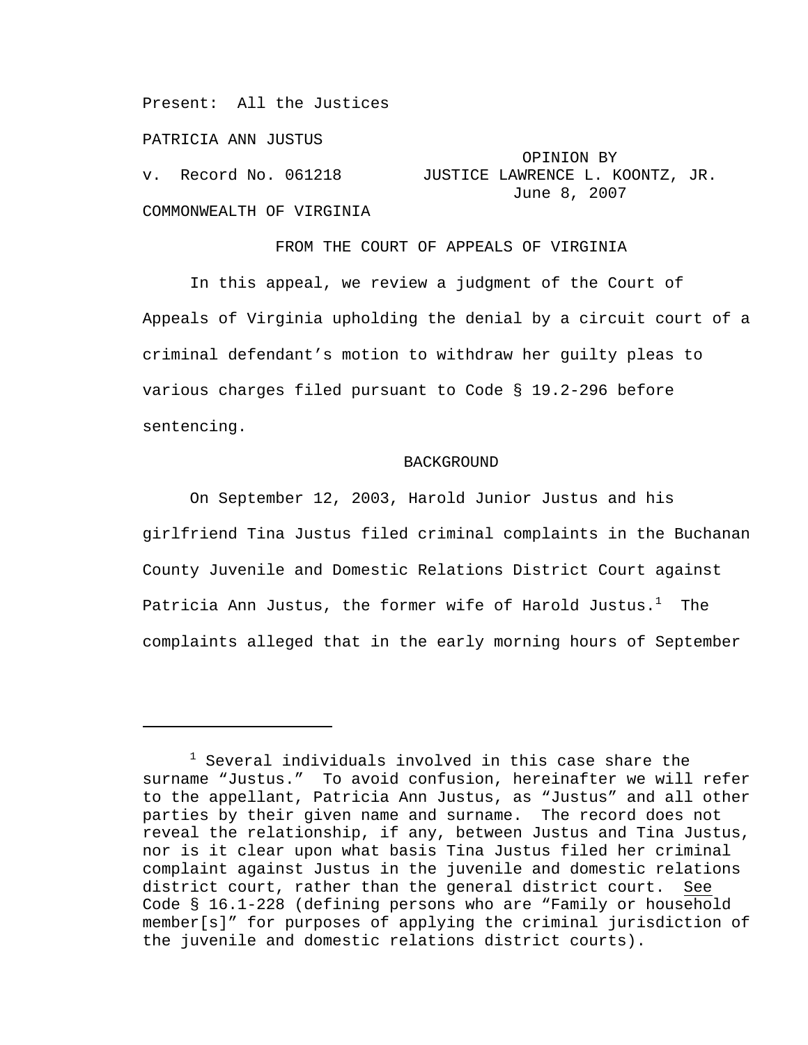Present: All the Justices

PATRICIA ANN JUSTUS

v. Record No. 061218

OPINION BY JUSTICE LAWRENCE L. KOONTZ, JR.
June 8, 2007

COMMONWEALTH OF VIRGINIA

FROM THE COURT OF APPEALS OF VIRGINIA

In this appeal, we review a judgment of the Court of Appeals of Virginia upholding the denial by a circuit court of a criminal defendant's motion to withdraw her guilty pleas to various charges filed pursuant to Code § 19.2-296 before sentencing.

## BACKGROUND

On September 12, 2003, Harold Junior Justus and his girlfriend Tina Justus filed criminal complaints in the Buchanan County Juvenile and Domestic Relations District Court against Patricia Ann Justus, the former wife of Harold Justus.[1] The complaints alleged that in the early morning hours of September

---

[1] Several individuals involved in this case share the surname "Justus." To avoid confusion, hereinafter we will refer to the appellant, Patricia Ann Justus, as "Justus" and all other parties by their given name and surname. The record does not reveal the relationship, if any, between Justus and Tina Justus, nor is it clear upon what basis Tina Justus filed her criminal complaint against Justus in the juvenile and domestic relations district court, rather than the general district court. <u>See</u> Code § 16.1-228 (defining persons who are "Family or household member[s]" for purposes of applying the criminal jurisdiction of the juvenile and domestic relations district courts).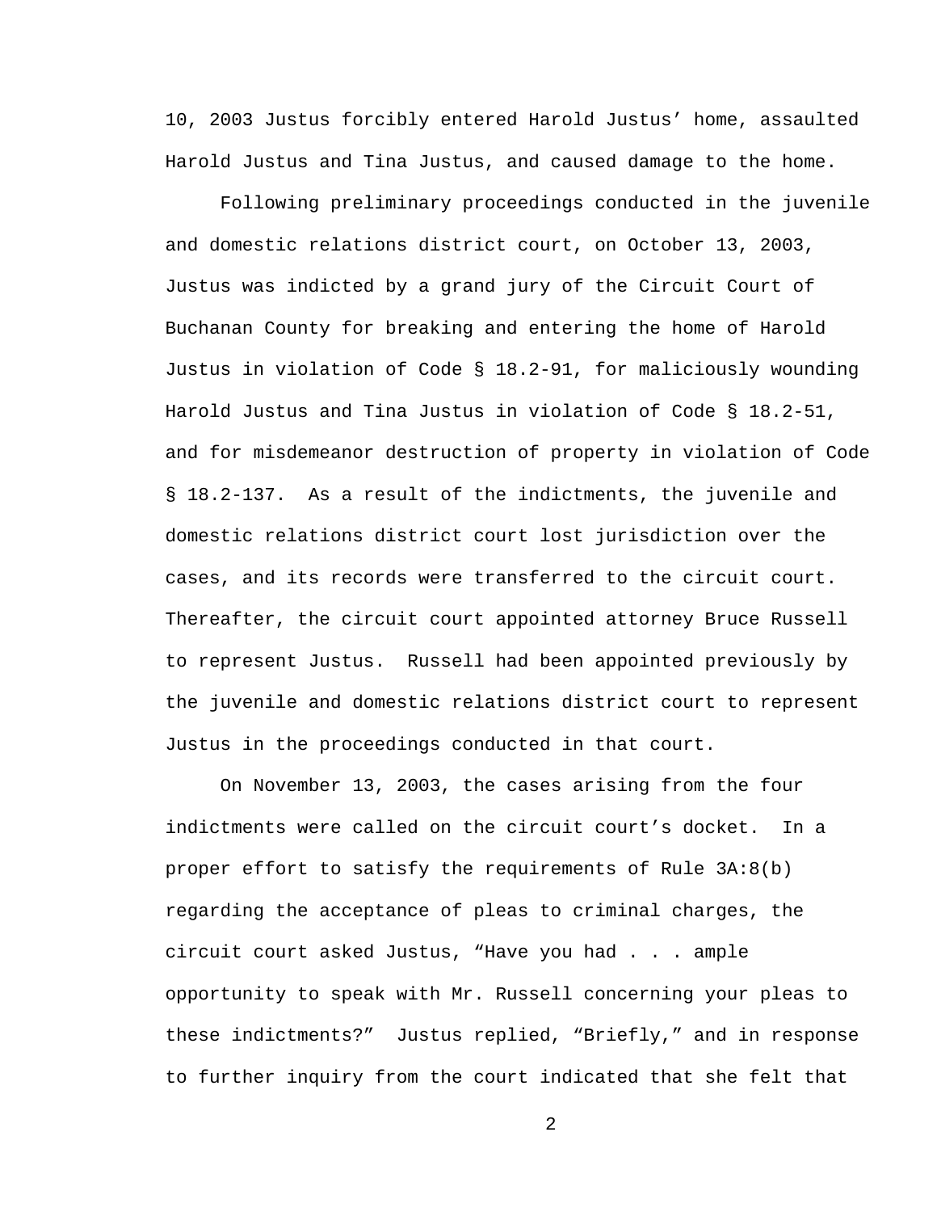10, 2003 Justus forcibly entered Harold Justus' home, assaulted Harold Justus and Tina Justus, and caused damage to the home.

Following preliminary proceedings conducted in the juvenile and domestic relations district court, on October 13, 2003, Justus was indicted by a grand jury of the Circuit Court of Buchanan County for breaking and entering the home of Harold Justus in violation of Code § 18.2-91, for maliciously wounding Harold Justus and Tina Justus in violation of Code § 18.2-51, and for misdemeanor destruction of property in violation of Code § 18.2-137. As a result of the indictments, the juvenile and domestic relations district court lost jurisdiction over the cases, and its records were transferred to the circuit court. Thereafter, the circuit court appointed attorney Bruce Russell to represent Justus. Russell had been appointed previously by the juvenile and domestic relations district court to represent Justus in the proceedings conducted in that court.

On November 13, 2003, the cases arising from the four indictments were called on the circuit court's docket. In a proper effort to satisfy the requirements of Rule 3A:8(b) regarding the acceptance of pleas to criminal charges, the circuit court asked Justus, "Have you had . . . ample opportunity to speak with Mr. Russell concerning your pleas to these indictments?" Justus replied, "Briefly," and in response to further inquiry from the court indicated that she felt that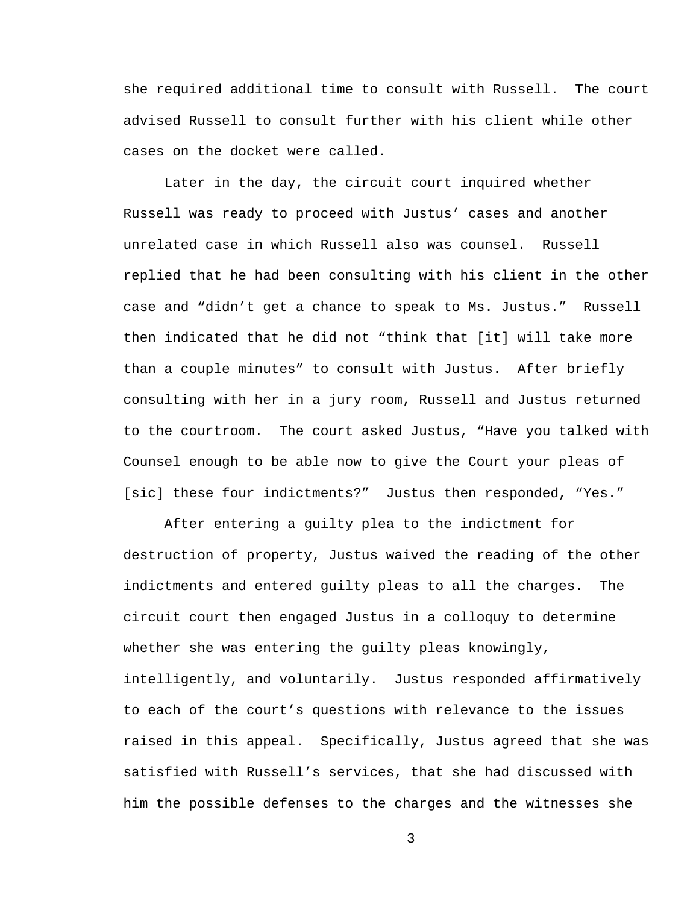she required additional time to consult with Russell. The court advised Russell to consult further with his client while other cases on the docket were called.

Later in the day, the circuit court inquired whether Russell was ready to proceed with Justus' cases and another unrelated case in which Russell also was counsel. Russell replied that he had been consulting with his client in the other case and "didn't get a chance to speak to Ms. Justus." Russell then indicated that he did not "think that [it] will take more than a couple minutes" to consult with Justus. After briefly consulting with her in a jury room, Russell and Justus returned to the courtroom. The court asked Justus, "Have you talked with Counsel enough to be able now to give the Court your pleas of [sic] these four indictments?" Justus then responded, "Yes."

After entering a guilty plea to the indictment for destruction of property, Justus waived the reading of the other indictments and entered guilty pleas to all the charges. The circuit court then engaged Justus in a colloquy to determine whether she was entering the guilty pleas knowingly, intelligently, and voluntarily. Justus responded affirmatively to each of the court's questions with relevance to the issues raised in this appeal. Specifically, Justus agreed that she was satisfied with Russell's services, that she had discussed with him the possible defenses to the charges and the witnesses she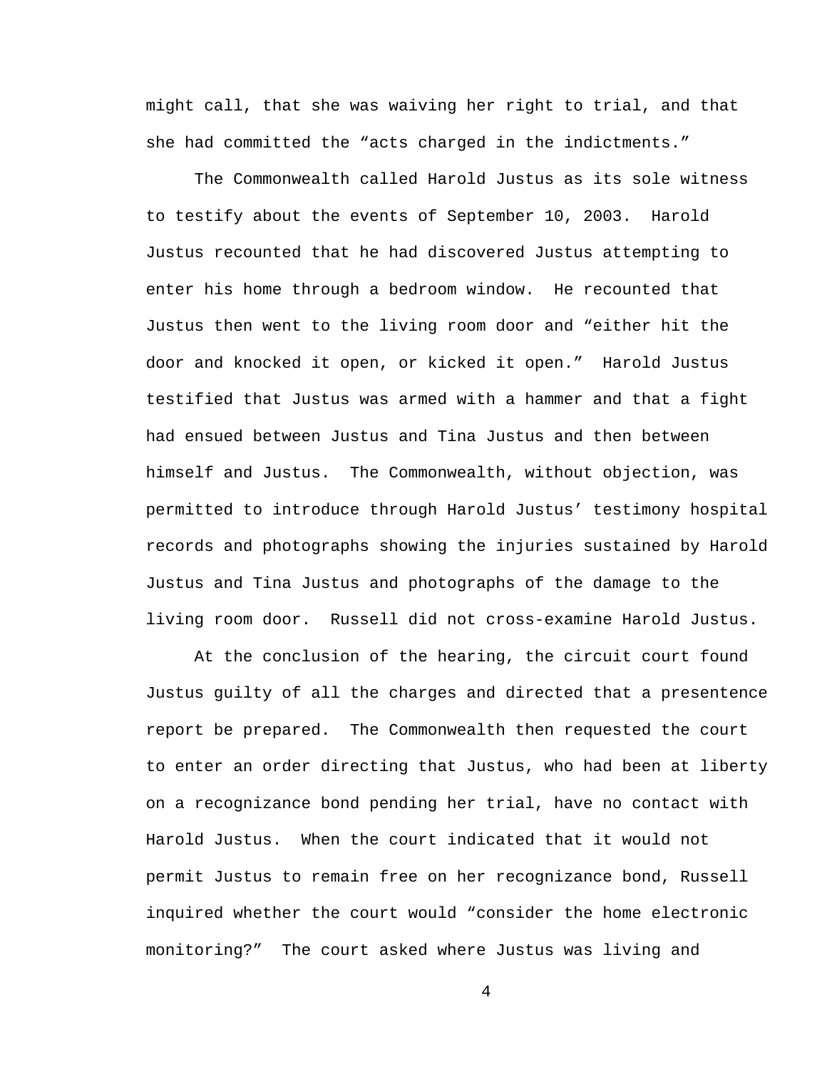might call, that she was waiving her right to trial, and that she had committed the "acts charged in the indictments."

The Commonwealth called Harold Justus as its sole witness to testify about the events of September 10, 2003. Harold Justus recounted that he had discovered Justus attempting to enter his home through a bedroom window. He recounted that Justus then went to the living room door and "either hit the door and knocked it open, or kicked it open." Harold Justus testified that Justus was armed with a hammer and that a fight had ensued between Justus and Tina Justus and then between himself and Justus. The Commonwealth, without objection, was permitted to introduce through Harold Justus' testimony hospital records and photographs showing the injuries sustained by Harold Justus and Tina Justus and photographs of the damage to the living room door. Russell did not cross-examine Harold Justus.

At the conclusion of the hearing, the circuit court found Justus guilty of all the charges and directed that a presentence report be prepared. The Commonwealth then requested the court to enter an order directing that Justus, who had been at liberty on a recognizance bond pending her trial, have no contact with Harold Justus. When the court indicated that it would not permit Justus to remain free on her recognizance bond, Russell inquired whether the court would "consider the home electronic monitoring?" The court asked where Justus was living and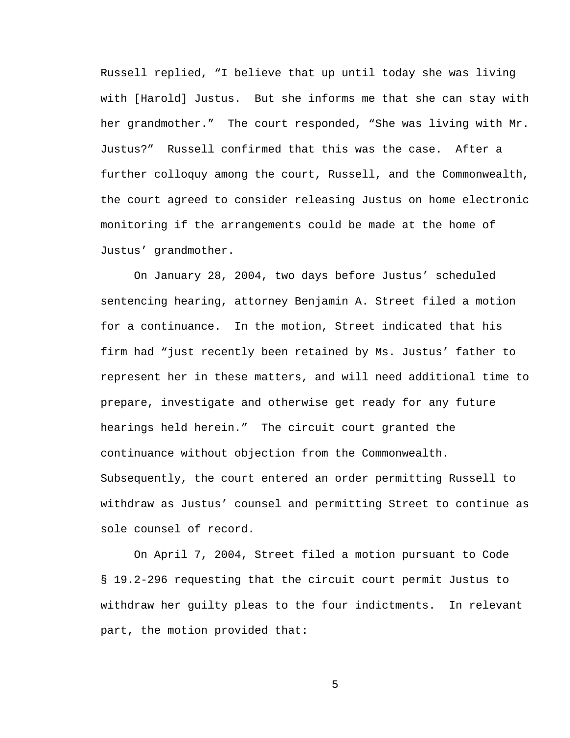Russell replied, “I believe that up until today she was living with [Harold] Justus. But she informs me that she can stay with her grandmother.” The court responded, “She was living with Mr. Justus?” Russell confirmed that this was the case. After a further colloquy among the court, Russell, and the Commonwealth, the court agreed to consider releasing Justus on home electronic monitoring if the arrangements could be made at the home of Justus’ grandmother.

On January 28, 2004, two days before Justus’ scheduled sentencing hearing, attorney Benjamin A. Street filed a motion for a continuance. In the motion, Street indicated that his firm had “just recently been retained by Ms. Justus’ father to represent her in these matters, and will need additional time to prepare, investigate and otherwise get ready for any future hearings held herein.” The circuit court granted the continuance without objection from the Commonwealth. Subsequently, the court entered an order permitting Russell to withdraw as Justus’ counsel and permitting Street to continue as sole counsel of record.

On April 7, 2004, Street filed a motion pursuant to Code § 19.2-296 requesting that the circuit court permit Justus to withdraw her guilty pleas to the four indictments. In relevant part, the motion provided that: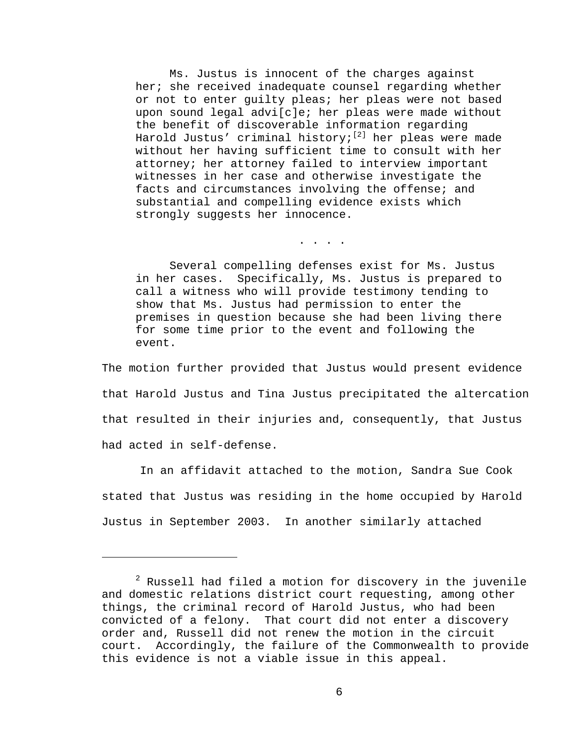> Ms. Justus is innocent of the charges against her; she received inadequate counsel regarding whether or not to enter guilty pleas; her pleas were not based upon sound legal advi[c]e; her pleas were made without the benefit of discoverable information regarding Harold Justus' criminal history;[2] her pleas were made without her having sufficient time to consult with her attorney; her attorney failed to interview important witnesses in her case and otherwise investigate the facts and circumstances involving the offense; and substantial and compelling evidence exists which strongly suggests her innocence.
>
> . . . .
>
> Several compelling defenses exist for Ms. Justus in her cases. Specifically, Ms. Justus is prepared to call a witness who will provide testimony tending to show that Ms. Justus had permission to enter the premises in question because she had been living there for some time prior to the event and following the event.

The motion further provided that Justus would present evidence that Harold Justus and Tina Justus precipitated the altercation that resulted in their injuries and, consequently, that Justus had acted in self-defense.

In an affidavit attached to the motion, Sandra Sue Cook stated that Justus was residing in the home occupied by Harold Justus in September 2003. In another similarly attached

---

[2] Russell had filed a motion for discovery in the juvenile and domestic relations district court requesting, among other things, the criminal record of Harold Justus, who had been convicted of a felony. That court did not enter a discovery order and, Russell did not renew the motion in the circuit court. Accordingly, the failure of the Commonwealth to provide this evidence is not a viable issue in this appeal.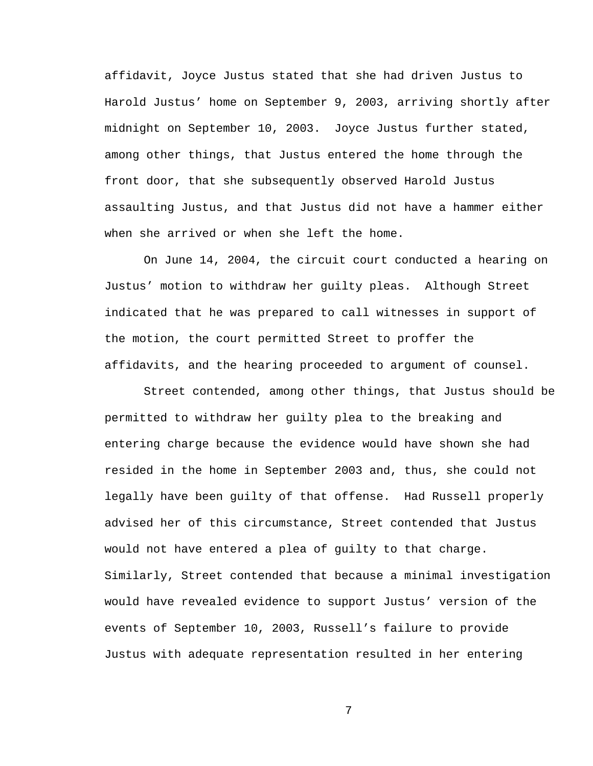affidavit, Joyce Justus stated that she had driven Justus to Harold Justus' home on September 9, 2003, arriving shortly after midnight on September 10, 2003. Joyce Justus further stated, among other things, that Justus entered the home through the front door, that she subsequently observed Harold Justus assaulting Justus, and that Justus did not have a hammer either when she arrived or when she left the home.

On June 14, 2004, the circuit court conducted a hearing on Justus' motion to withdraw her guilty pleas. Although Street indicated that he was prepared to call witnesses in support of the motion, the court permitted Street to proffer the affidavits, and the hearing proceeded to argument of counsel.

Street contended, among other things, that Justus should be permitted to withdraw her guilty plea to the breaking and entering charge because the evidence would have shown she had resided in the home in September 2003 and, thus, she could not legally have been guilty of that offense. Had Russell properly advised her of this circumstance, Street contended that Justus would not have entered a plea of guilty to that charge. Similarly, Street contended that because a minimal investigation would have revealed evidence to support Justus' version of the events of September 10, 2003, Russell's failure to provide Justus with adequate representation resulted in her entering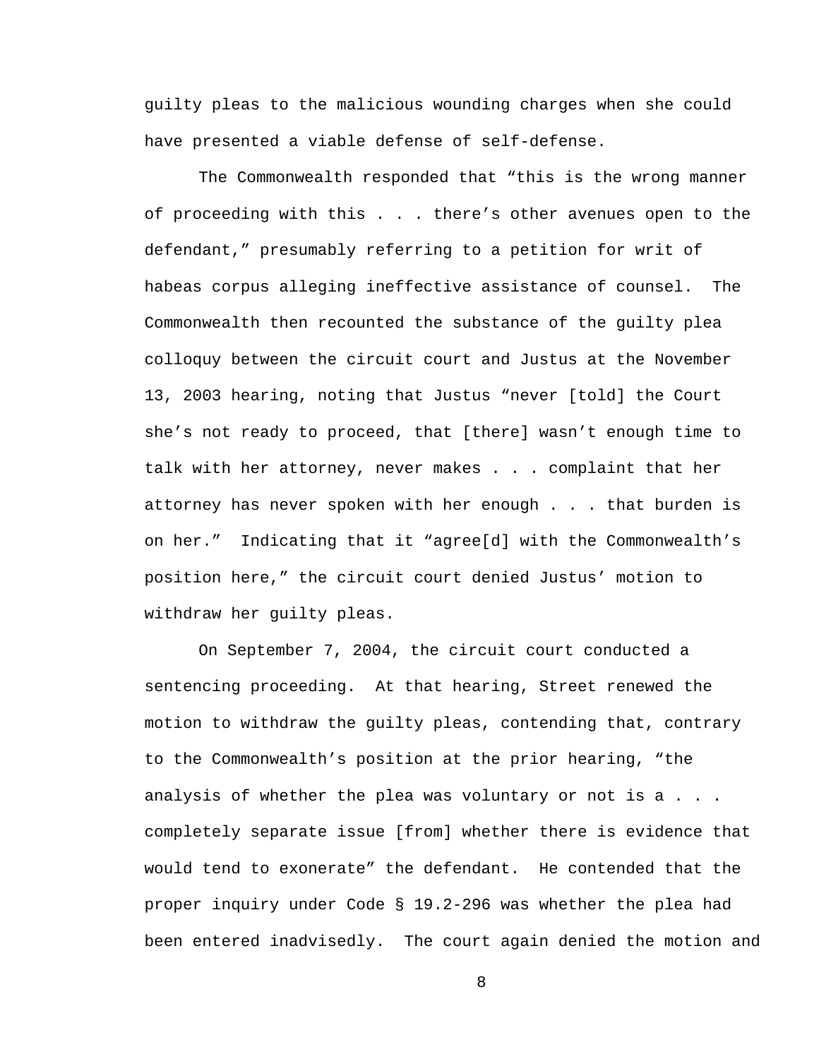guilty pleas to the malicious wounding charges when she could have presented a viable defense of self-defense.

The Commonwealth responded that "this is the wrong manner of proceeding with this . . . there's other avenues open to the defendant," presumably referring to a petition for writ of habeas corpus alleging ineffective assistance of counsel. The Commonwealth then recounted the substance of the guilty plea colloquy between the circuit court and Justus at the November 13, 2003 hearing, noting that Justus "never [told] the Court she's not ready to proceed, that [there] wasn't enough time to talk with her attorney, never makes . . . complaint that her attorney has never spoken with her enough . . . that burden is on her." Indicating that it "agree[d] with the Commonwealth's position here," the circuit court denied Justus' motion to withdraw her guilty pleas.

On September 7, 2004, the circuit court conducted a sentencing proceeding. At that hearing, Street renewed the motion to withdraw the guilty pleas, contending that, contrary to the Commonwealth's position at the prior hearing, "the analysis of whether the plea was voluntary or not is a . . . completely separate issue [from] whether there is evidence that would tend to exonerate" the defendant. He contended that the proper inquiry under Code § 19.2-296 was whether the plea had been entered inadvisedly. The court again denied the motion and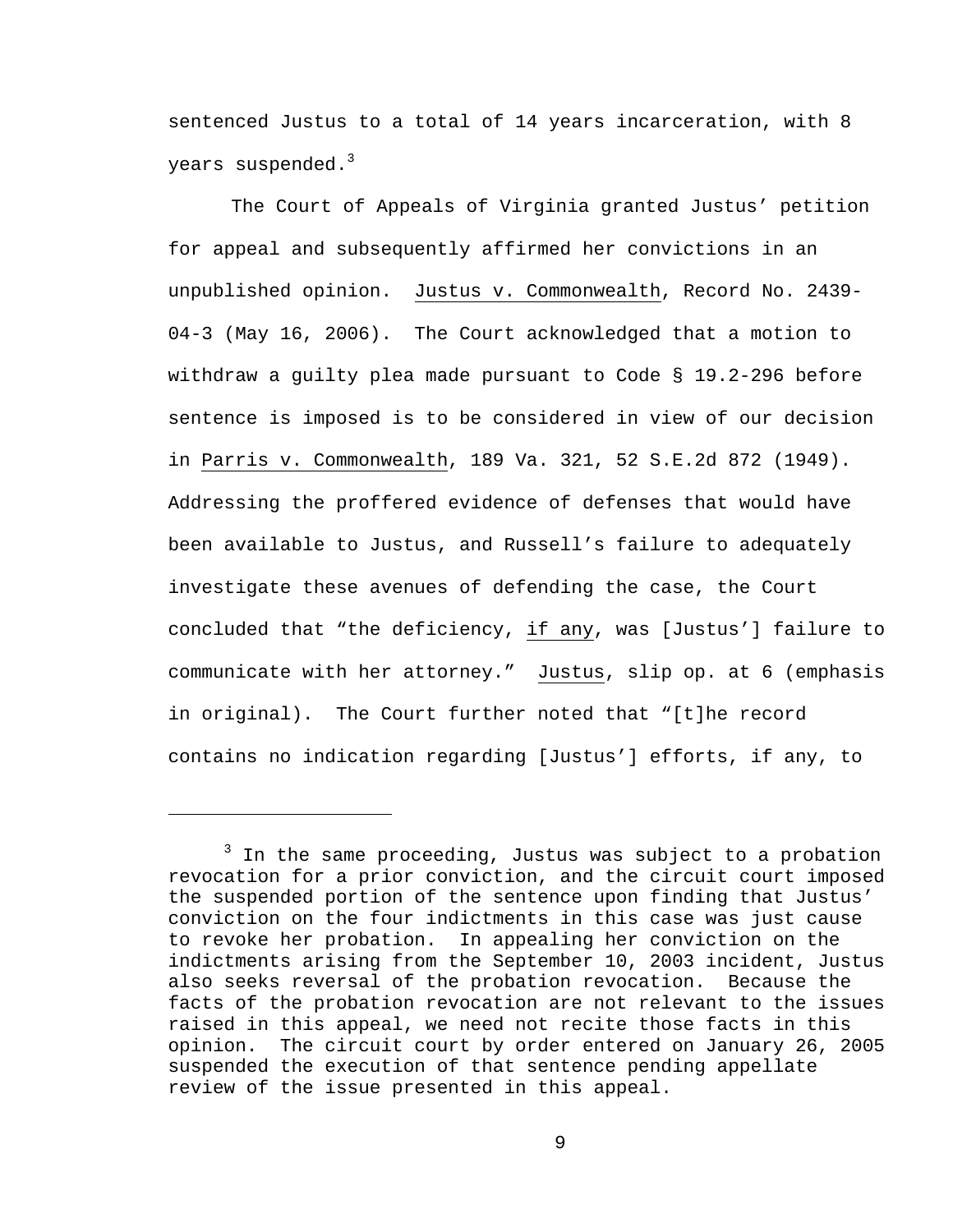sentenced Justus to a total of 14 years incarceration, with 8 years suspended.[3]

The Court of Appeals of Virginia granted Justus' petition for appeal and subsequently affirmed her convictions in an unpublished opinion. Justus v. Commonwealth, Record No. 2439-04-3 (May 16, 2006). The Court acknowledged that a motion to withdraw a guilty plea made pursuant to Code § 19.2-296 before sentence is imposed is to be considered in view of our decision in Parris v. Commonwealth, 189 Va. 321, 52 S.E.2d 872 (1949). Addressing the proffered evidence of defenses that would have been available to Justus, and Russell's failure to adequately investigate these avenues of defending the case, the Court concluded that "the deficiency, if any, was [Justus'] failure to communicate with her attorney." Justus, slip op. at 6 (emphasis in original). The Court further noted that "[t]he record contains no indication regarding [Justus'] efforts, if any, to

---

[3] In the same proceeding, Justus was subject to a probation revocation for a prior conviction, and the circuit court imposed the suspended portion of the sentence upon finding that Justus' conviction on the four indictments in this case was just cause to revoke her probation. In appealing her conviction on the indictments arising from the September 10, 2003 incident, Justus also seeks reversal of the probation revocation. Because the facts of the probation revocation are not relevant to the issues raised in this appeal, we need not recite those facts in this opinion. The circuit court by order entered on January 26, 2005 suspended the execution of that sentence pending appellate review of the issue presented in this appeal.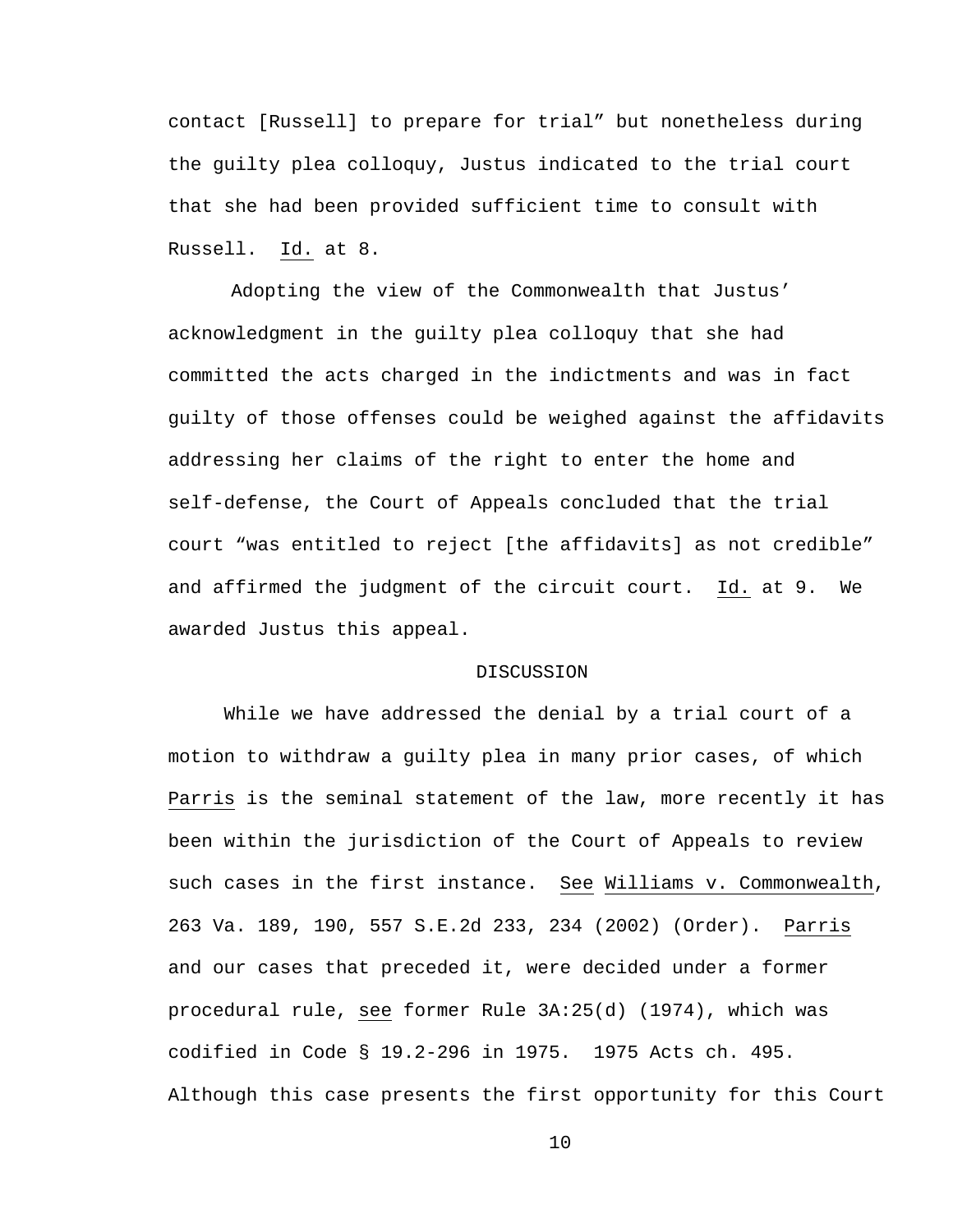contact [Russell] to prepare for trial" but nonetheless during the guilty plea colloquy, Justus indicated to the trial court that she had been provided sufficient time to consult with Russell. Id. at 8.

Adopting the view of the Commonwealth that Justus' acknowledgment in the guilty plea colloquy that she had committed the acts charged in the indictments and was in fact guilty of those offenses could be weighed against the affidavits addressing her claims of the right to enter the home and self-defense, the Court of Appeals concluded that the trial court "was entitled to reject [the affidavits] as not credible" and affirmed the judgment of the circuit court. Id. at 9. We awarded Justus this appeal.

DISCUSSION

While we have addressed the denial by a trial court of a motion to withdraw a guilty plea in many prior cases, of which Parris is the seminal statement of the law, more recently it has been within the jurisdiction of the Court of Appeals to review such cases in the first instance. See Williams v. Commonwealth, 263 Va. 189, 190, 557 S.E.2d 233, 234 (2002) (Order). Parris and our cases that preceded it, were decided under a former procedural rule, see former Rule 3A:25(d) (1974), which was codified in Code § 19.2-296 in 1975. 1975 Acts ch. 495. Although this case presents the first opportunity for this Court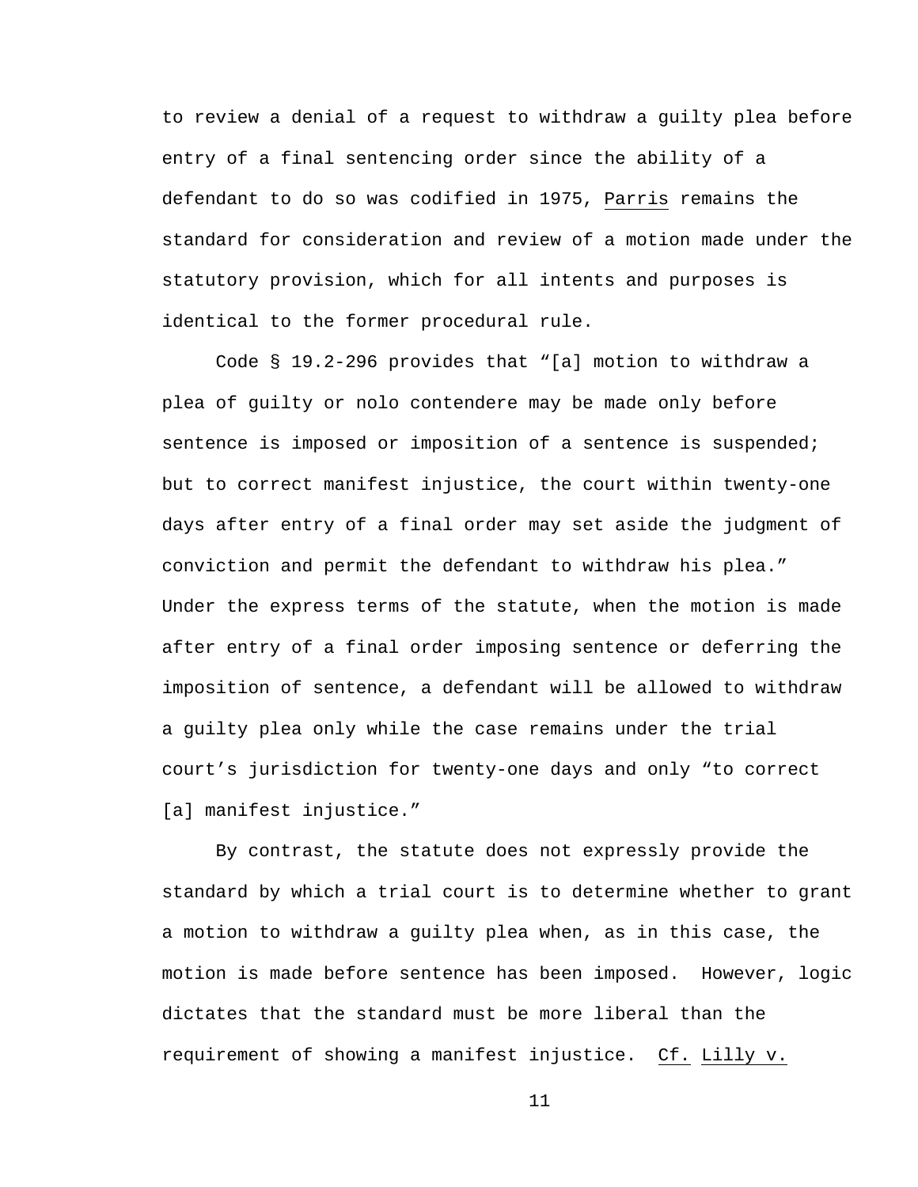to review a denial of a request to withdraw a guilty plea before entry of a final sentencing order since the ability of a defendant to do so was codified in 1975, Parris remains the standard for consideration and review of a motion made under the statutory provision, which for all intents and purposes is identical to the former procedural rule.

Code § 19.2-296 provides that "[a] motion to withdraw a plea of guilty or nolo contendere may be made only before sentence is imposed or imposition of a sentence is suspended; but to correct manifest injustice, the court within twenty-one days after entry of a final order may set aside the judgment of conviction and permit the defendant to withdraw his plea." Under the express terms of the statute, when the motion is made after entry of a final order imposing sentence or deferring the imposition of sentence, a defendant will be allowed to withdraw a guilty plea only while the case remains under the trial court's jurisdiction for twenty-one days and only "to correct [a] manifest injustice."

By contrast, the statute does not expressly provide the standard by which a trial court is to determine whether to grant a motion to withdraw a guilty plea when, as in this case, the motion is made before sentence has been imposed. However, logic dictates that the standard must be more liberal than the requirement of showing a manifest injustice. Cf. Lilly v.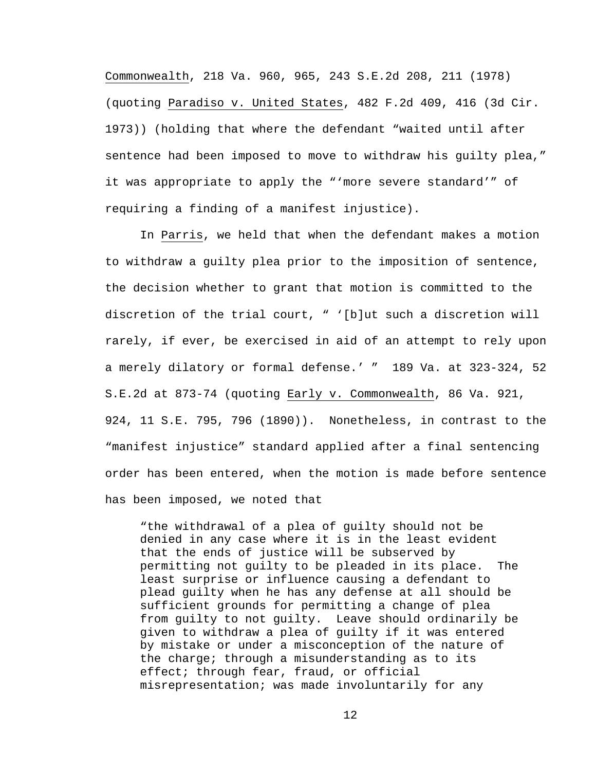Commonwealth, 218 Va. 960, 965, 243 S.E.2d 208, 211 (1978) (quoting Paradiso v. United States, 482 F.2d 409, 416 (3d Cir. 1973)) (holding that where the defendant "waited until after sentence had been imposed to move to withdraw his guilty plea," it was appropriate to apply the "'more severe standard'" of requiring a finding of a manifest injustice).

In Parris, we held that when the defendant makes a motion to withdraw a guilty plea prior to the imposition of sentence, the decision whether to grant that motion is committed to the discretion of the trial court, " '[b]ut such a discretion will rarely, if ever, be exercised in aid of an attempt to rely upon a merely dilatory or formal defense.' " 189 Va. at 323-324, 52 S.E.2d at 873-74 (quoting Early v. Commonwealth, 86 Va. 921, 924, 11 S.E. 795, 796 (1890)). Nonetheless, in contrast to the "manifest injustice" standard applied after a final sentencing order has been entered, when the motion is made before sentence has been imposed, we noted that

> "the withdrawal of a plea of guilty should not be denied in any case where it is in the least evident that the ends of justice will be subserved by permitting not guilty to be pleaded in its place. The least surprise or influence causing a defendant to plead guilty when he has any defense at all should be sufficient grounds for permitting a change of plea from guilty to not guilty. Leave should ordinarily be given to withdraw a plea of guilty if it was entered by mistake or under a misconception of the nature of the charge; through a misunderstanding as to its effect; through fear, fraud, or official misrepresentation; was made involuntarily for any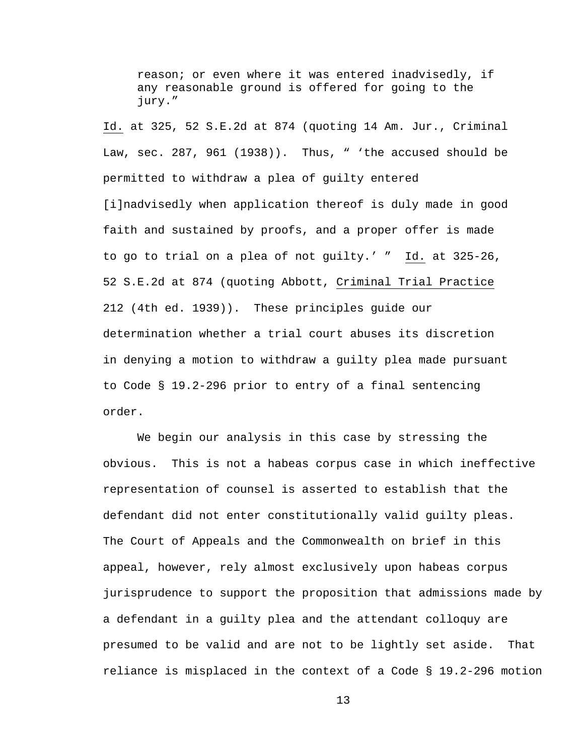> reason; or even where it was entered inadvisedly, if any reasonable ground is offered for going to the jury."

Id. at 325, 52 S.E.2d at 874 (quoting 14 Am. Jur., Criminal Law, sec. 287, 961 (1938)). Thus, " 'the accused should be permitted to withdraw a plea of guilty entered [i]nadvisedly when application thereof is duly made in good faith and sustained by proofs, and a proper offer is made to go to trial on a plea of not guilty.' " Id. at 325-26, 52 S.E.2d at 874 (quoting Abbott, Criminal Trial Practice 212 (4th ed. 1939)). These principles guide our determination whether a trial court abuses its discretion in denying a motion to withdraw a guilty plea made pursuant to Code § 19.2-296 prior to entry of a final sentencing order.

We begin our analysis in this case by stressing the obvious. This is not a habeas corpus case in which ineffective representation of counsel is asserted to establish that the defendant did not enter constitutionally valid guilty pleas. The Court of Appeals and the Commonwealth on brief in this appeal, however, rely almost exclusively upon habeas corpus jurisprudence to support the proposition that admissions made by a defendant in a guilty plea and the attendant colloquy are presumed to be valid and are not to be lightly set aside. That reliance is misplaced in the context of a Code § 19.2-296 motion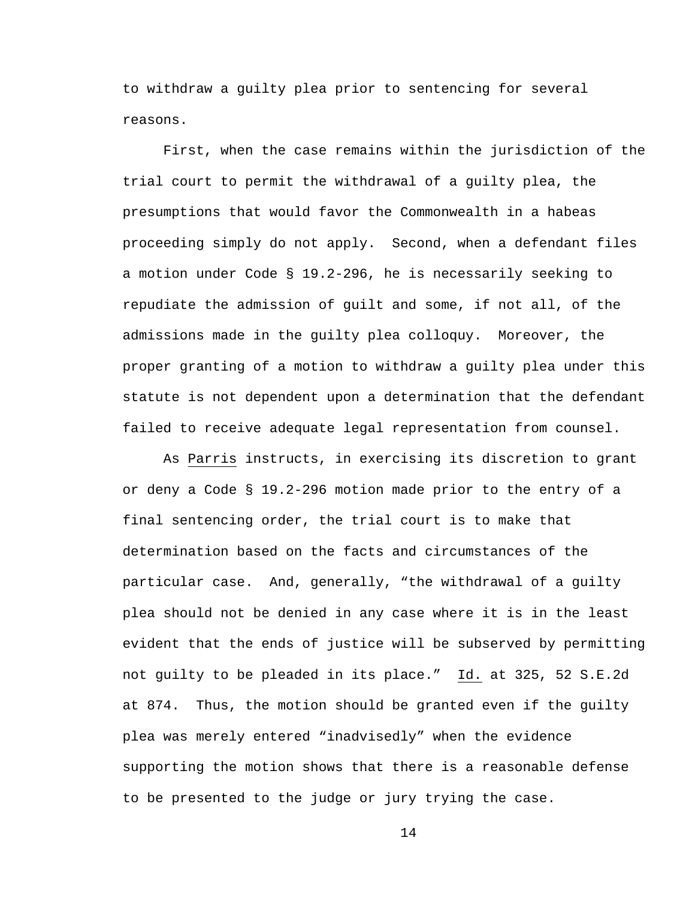to withdraw a guilty plea prior to sentencing for several reasons.

First, when the case remains within the jurisdiction of the trial court to permit the withdrawal of a guilty plea, the presumptions that would favor the Commonwealth in a habeas proceeding simply do not apply. Second, when a defendant files a motion under Code § 19.2-296, he is necessarily seeking to repudiate the admission of guilt and some, if not all, of the admissions made in the guilty plea colloquy. Moreover, the proper granting of a motion to withdraw a guilty plea under this statute is not dependent upon a determination that the defendant failed to receive adequate legal representation from counsel.

As Parris instructs, in exercising its discretion to grant or deny a Code § 19.2-296 motion made prior to the entry of a final sentencing order, the trial court is to make that determination based on the facts and circumstances of the particular case. And, generally, "the withdrawal of a guilty plea should not be denied in any case where it is in the least evident that the ends of justice will be subserved by permitting not guilty to be pleaded in its place." Id. at 325, 52 S.E.2d at 874. Thus, the motion should be granted even if the guilty plea was merely entered "inadvisedly" when the evidence supporting the motion shows that there is a reasonable defense to be presented to the judge or jury trying the case.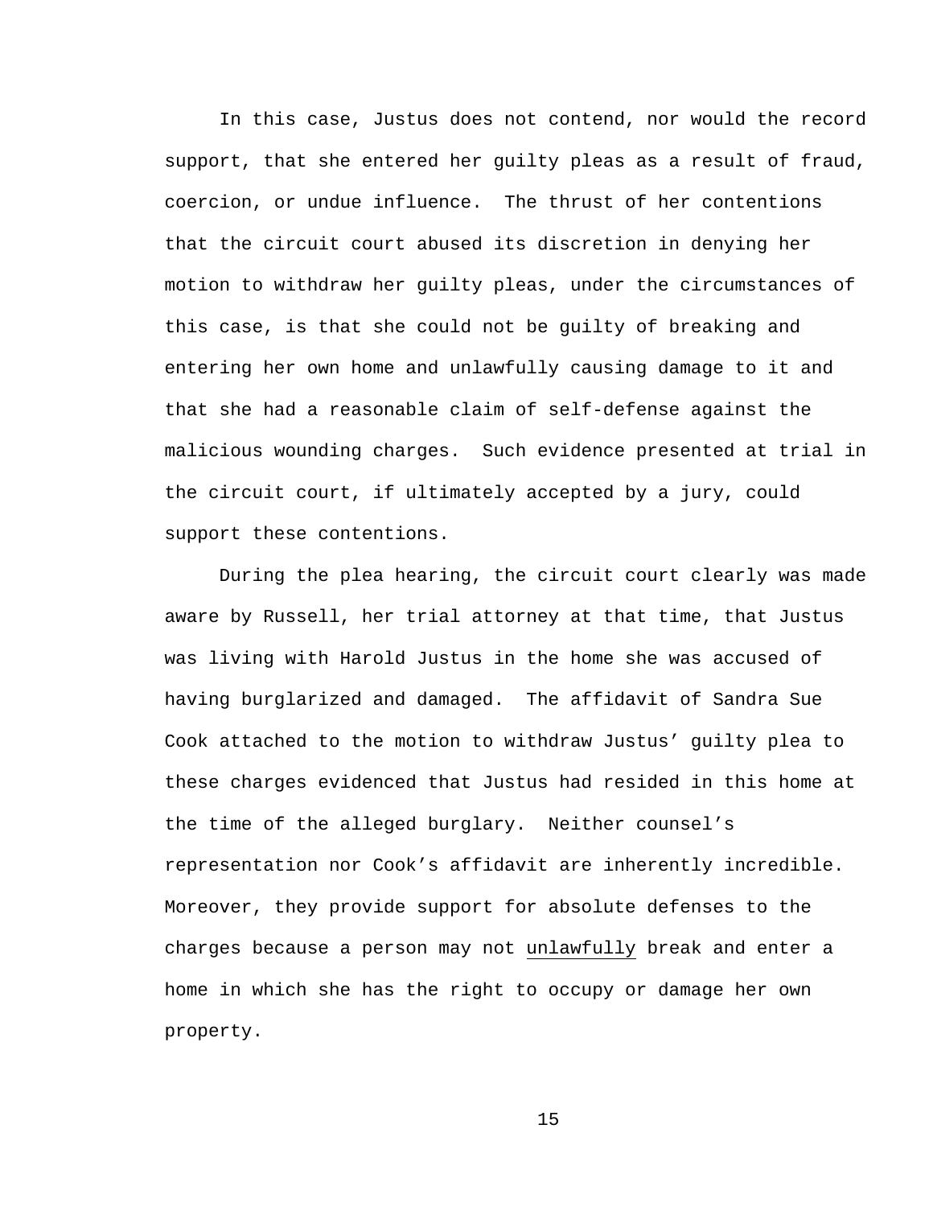In this case, Justus does not contend, nor would the record support, that she entered her guilty pleas as a result of fraud, coercion, or undue influence. The thrust of her contentions that the circuit court abused its discretion in denying her motion to withdraw her guilty pleas, under the circumstances of this case, is that she could not be guilty of breaking and entering her own home and unlawfully causing damage to it and that she had a reasonable claim of self-defense against the malicious wounding charges. Such evidence presented at trial in the circuit court, if ultimately accepted by a jury, could support these contentions.

During the plea hearing, the circuit court clearly was made aware by Russell, her trial attorney at that time, that Justus was living with Harold Justus in the home she was accused of having burglarized and damaged. The affidavit of Sandra Sue Cook attached to the motion to withdraw Justus' guilty plea to these charges evidenced that Justus had resided in this home at the time of the alleged burglary. Neither counsel's representation nor Cook's affidavit are inherently incredible. Moreover, they provide support for absolute defenses to the charges because a person may not <u>unlawfully</u> break and enter a home in which she has the right to occupy or damage her own property.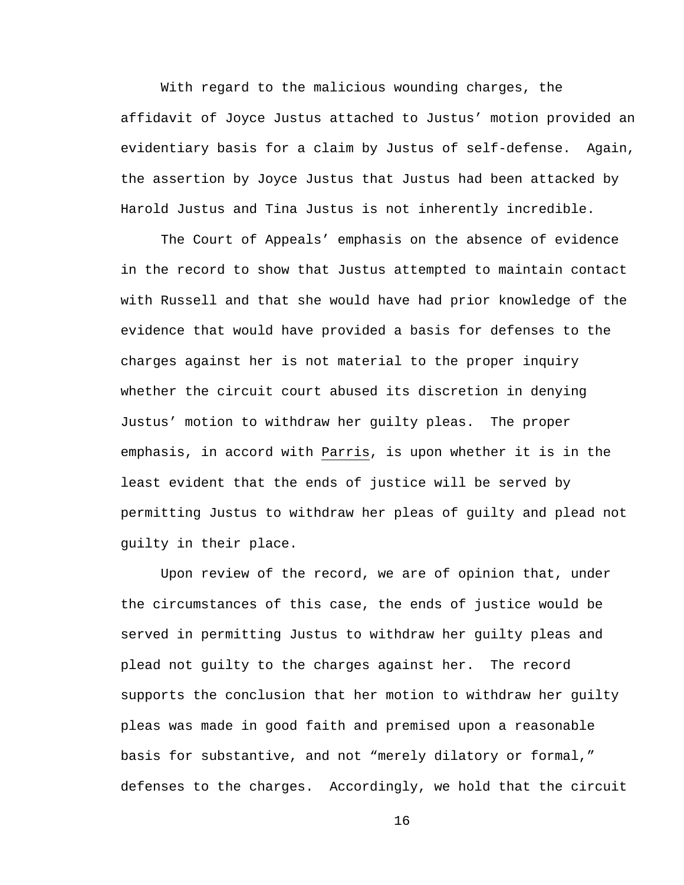With regard to the malicious wounding charges, the affidavit of Joyce Justus attached to Justus' motion provided an evidentiary basis for a claim by Justus of self-defense. Again, the assertion by Joyce Justus that Justus had been attacked by Harold Justus and Tina Justus is not inherently incredible.

The Court of Appeals' emphasis on the absence of evidence in the record to show that Justus attempted to maintain contact with Russell and that she would have had prior knowledge of the evidence that would have provided a basis for defenses to the charges against her is not material to the proper inquiry whether the circuit court abused its discretion in denying Justus' motion to withdraw her guilty pleas. The proper emphasis, in accord with Parris, is upon whether it is in the least evident that the ends of justice will be served by permitting Justus to withdraw her pleas of guilty and plead not guilty in their place.

Upon review of the record, we are of opinion that, under the circumstances of this case, the ends of justice would be served in permitting Justus to withdraw her guilty pleas and plead not guilty to the charges against her. The record supports the conclusion that her motion to withdraw her guilty pleas was made in good faith and premised upon a reasonable basis for substantive, and not "merely dilatory or formal," defenses to the charges. Accordingly, we hold that the circuit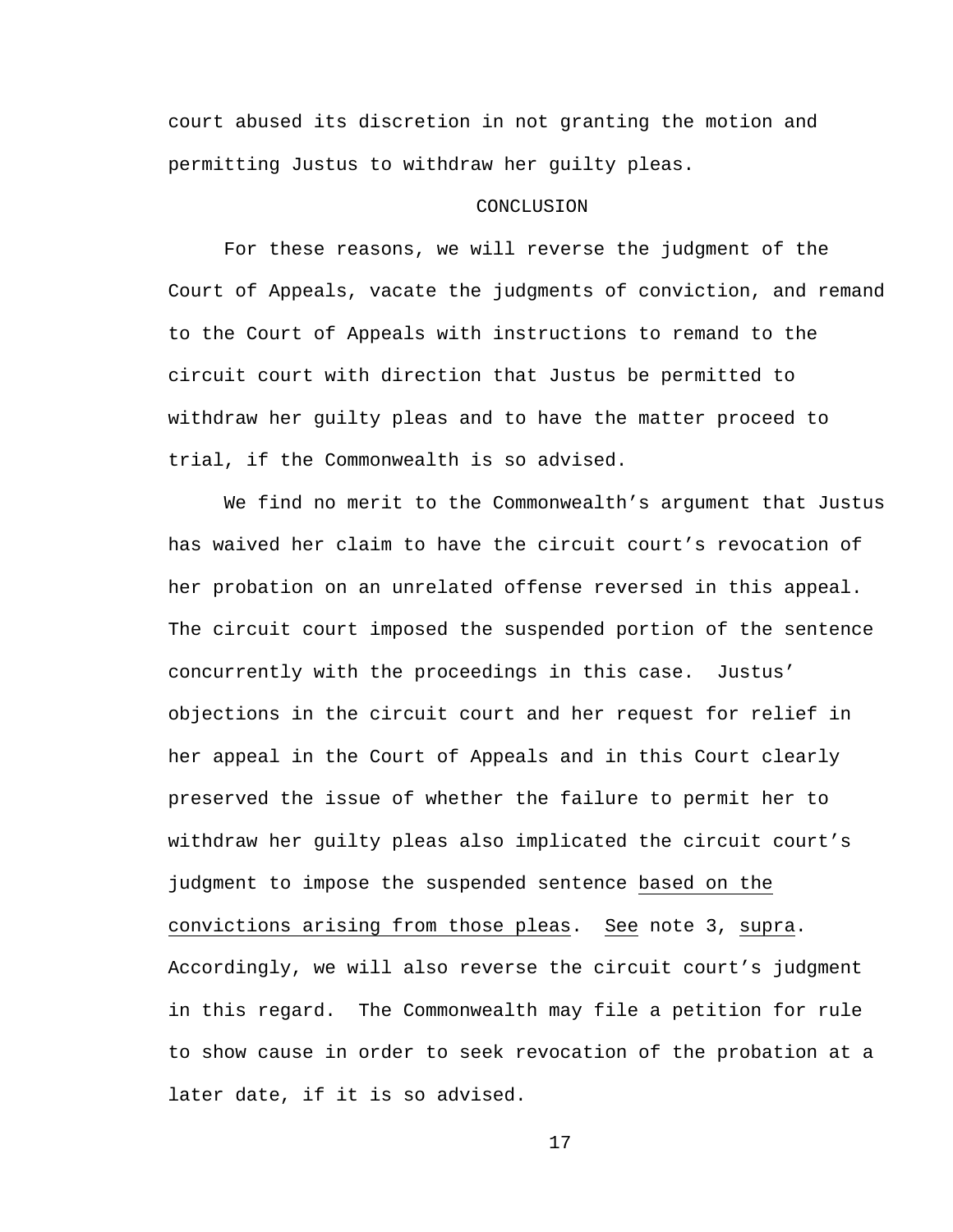court abused its discretion in not granting the motion and permitting Justus to withdraw her guilty pleas.

## CONCLUSION

For these reasons, we will reverse the judgment of the Court of Appeals, vacate the judgments of conviction, and remand to the Court of Appeals with instructions to remand to the circuit court with direction that Justus be permitted to withdraw her guilty pleas and to have the matter proceed to trial, if the Commonwealth is so advised.

We find no merit to the Commonwealth's argument that Justus has waived her claim to have the circuit court's revocation of her probation on an unrelated offense reversed in this appeal. The circuit court imposed the suspended portion of the sentence concurrently with the proceedings in this case. Justus' objections in the circuit court and her request for relief in her appeal in the Court of Appeals and in this Court clearly preserved the issue of whether the failure to permit her to withdraw her guilty pleas also implicated the circuit court's judgment to impose the suspended sentence <u>based on the convictions arising from those pleas</u>. <u>See</u> note 3, <u>supra</u>. Accordingly, we will also reverse the circuit court's judgment in this regard. The Commonwealth may file a petition for rule to show cause in order to seek revocation of the probation at a later date, if it is so advised.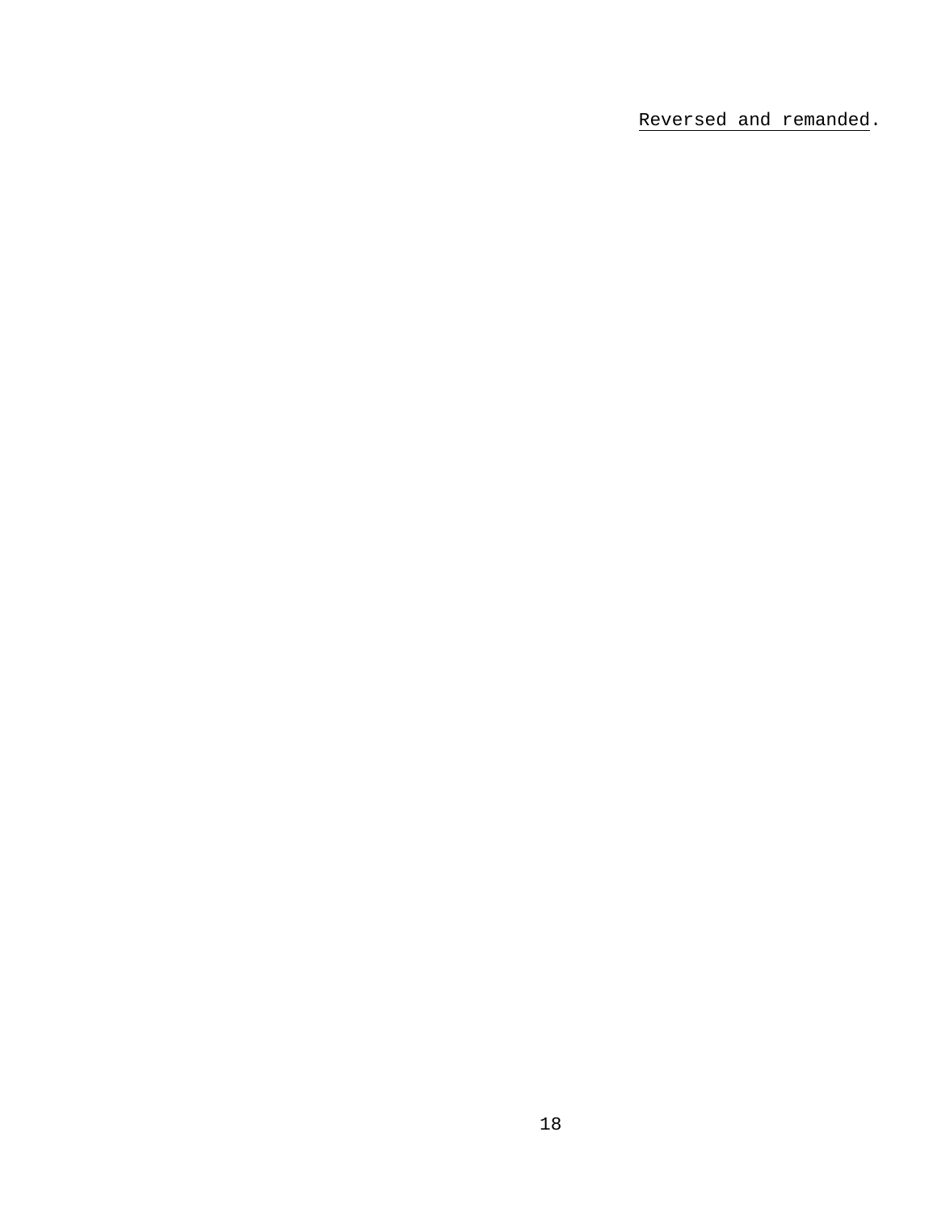Reversed and remanded.